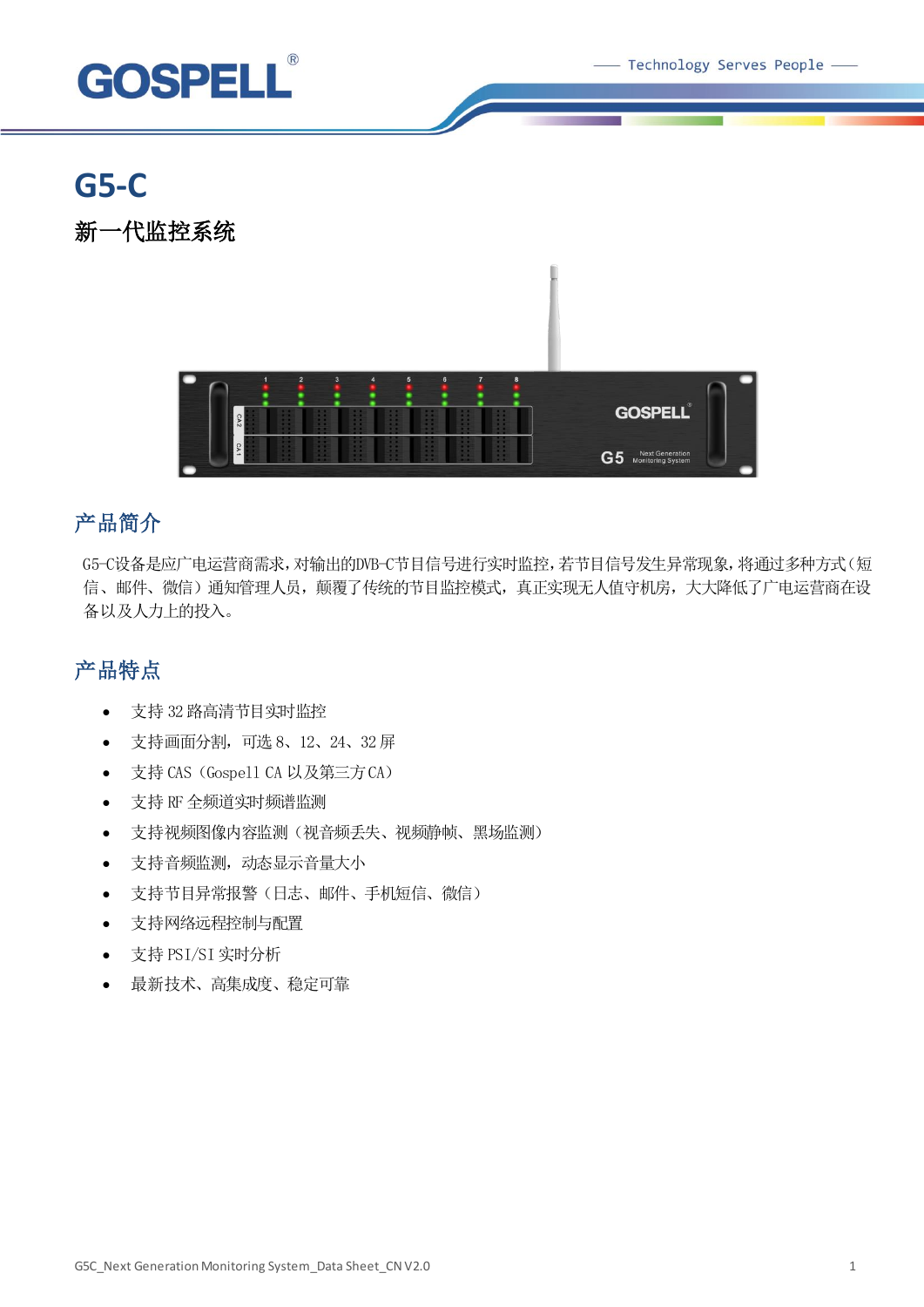# G5-C

## 新一代监控系统

## 产品简介

G5-C设备是应广电运营商需求，对输出的DVB-C节目信号进行实时监控，若节目信号发生异常现象，将通过多种方式（短信、邮件、微信）通知管理人员，颠覆了传统的节目监控模式，真正实现无人值守机房，大大降低了广电运营商在设备以及人力上的投入。

## 产品特点

- 支持 32 路高清节目实时监控
- 支持画面分割，可选 8、12、24、32 屏
- 支持 CAS（Gospell CA 以及第三方 CA）
- 支持 RF 全频道实时频谱监测
- 支持视频图像内容监测（视音频丢失、视频静帧、黑场监测）
- 支持音频监测，动态显示音量大小
- 支持节目异常报警（日志、邮件、手机短信、微信）
- 支持网络远程控制与配置
- 支持 PSI/SI 实时分析
- 最新技术、高集成度、稳定可靠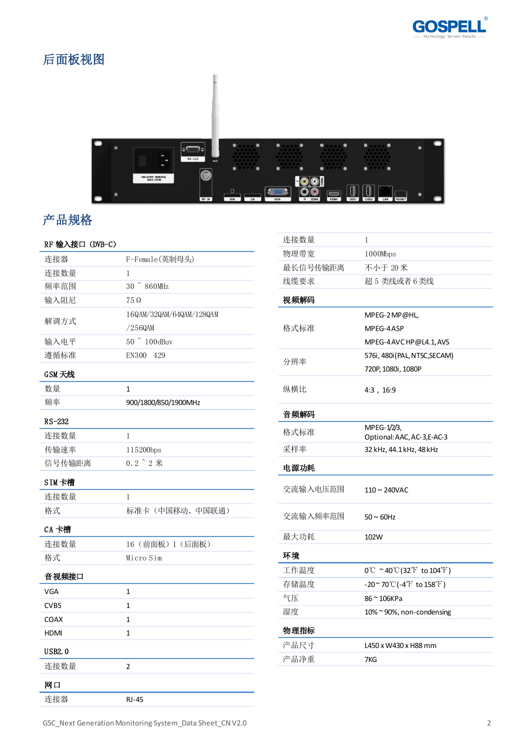## 后面板视图

## 产品规格

| RF 输入接口（DVB-C） | |
|---|---|
| 连接器 | F-Female(英制母头) |
| 连接数量 | 1 |
| 频率范围 | 30 ~ 860MHz |
| 输入阻尼 | 75Ω |
| 解调方式 | 16QAM/32QAM/64QAM/128QAM /256QAM |
| 输入电平 | 50 ~ 100dBuv |
| 遵循标准 | EN300 429 |

| GSM 天线 | |
|---|---|
| 数量 | 1 |
| 频率 | 900/1800/850/1900MHz |

| RS-232 | |
|---|---|
| 连接数量 | 1 |
| 传输速率 | 115200bps |
| 信号传输距离 | 0.2 ~ 2 米 |

| SIM 卡槽 | |
|---|---|
| 连接数量 | 1 |
| 格式 | 标准卡（中国移动、中国联通） |

| CA 卡槽 | |
|---|---|
| 连接数量 | 16（前面板）1（后面板） |
| 格式 | Micro Sim |

| 音视频接口 | |
|---|---|
| VGA | 1 |
| CVBS | 1 |
| COAX | 1 |
| HDMI | 1 |

| USB2.0 | |
|---|---|
| 连接数量 | 2 |

| 网口 | |
|---|---|
| 连接器 | RJ-45 |
| 连接数量 | 1 |
| 物理带宽 | 1000Mbps |
| 最长信号传输距离 | 不小于 20 米 |
| 线缆要求 | 超 5 类线或者 6 类线 |

| 视频解码 | |
|---|---|
| 格式标准 | MPEG-2 MP@HL, MPEG-4 ASP, MPEG-4 AVC HP@L4.1, AVS |
| 分辨率 | 576i, 480i (PAL, NTSC,SECAM) 720P, 1080i, 1080P |
| 纵横比 | 4:3，16:9 |

| 音频解码 | |
|---|---|
| 格式标准 | MPEG-1/2/3, Optional: AAC, AC-3,E-AC-3 |
| 采样率 | 32 kHz, 44.1 kHz, 48 kHz |

| 电源功耗 | |
|---|---|
| 交流输入电压范围 | 110 ~ 240VAC |
| 交流输入频率范围 | 50 ~ 60Hz |
| 最大功耗 | 102W |

| 环境 | |
|---|---|
| 工作温度 | 0℃ ~40℃ (32℉ to 104℉) |
| 存储温度 | -20 ~ 70℃ (-4℉ to 158℉) |
| 气压 | 86 ~ 106KPa |
| 湿度 | 10% ~ 90%, non-condensing |

| 物理指标 | |
|---|---|
| 产品尺寸 | L450 x W430 x H88 mm |
| 产品净重 | 7KG |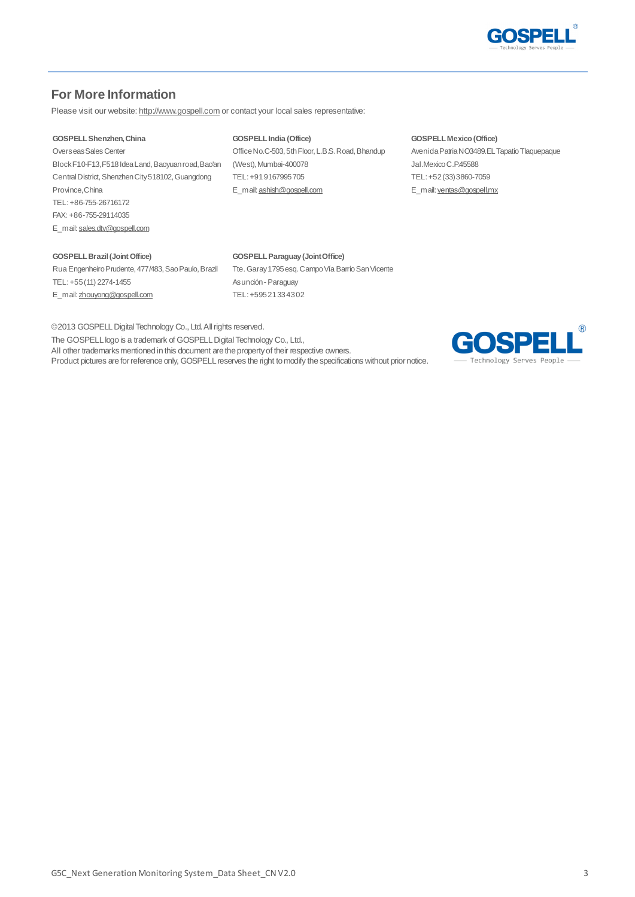## For More Information

Please visit our website: http://www.gospell.com or contact your local sales representative:

**GOSPELL Shenzhen, China**
Overseas Sales Center
Block F10-F13, F518 Idea Land, Baoyuan road, Bao'an Central District, Shenzhen City 518102, Guangdong Province, China
TEL: +86-755-26716172
FAX: +86-755-29114035
E_mail: sales.dtv@gospell.com

**GOSPELL India (Office)**
Office No.C-503, 5th Floor, L.B.S. Road, Bhandup (West), Mumbai-400078
TEL: +91 9167995 705
E_mail: ashish@gospell.com

**GOSPELL Mexico (Office)**
Avenida Patria NO3489.EL Tapatio Tlaquepaque Jal.Mexico C.P.45588
TEL: +52 (33) 3860-7059
E_mail: ventas@gospell.mx

**GOSPELL Brazil (Joint Office)**
Rua Engenheiro Prudente, 477/483, Sao Paulo, Brazil
TEL: +55 (11) 2274-1455
E_mail: zhouyong@gospell.com

**GOSPELL Paraguay (Joint Office)**
Tte. Garay 1795 esq. Campo Vía Barrio San Vicente Asunción - Paraguay
TEL: +595 21 334302

©2013 GOSPELL Digital Technology Co., Ltd. All rights reserved.
The GOSPELL logo is a trademark of GOSPELL Digital Technology Co., Ltd.,
All other trademarks mentioned in this document are the property of their respective owners.
Product pictures are for reference only, GOSPELL reserves the right to modify the specifications without prior notice.